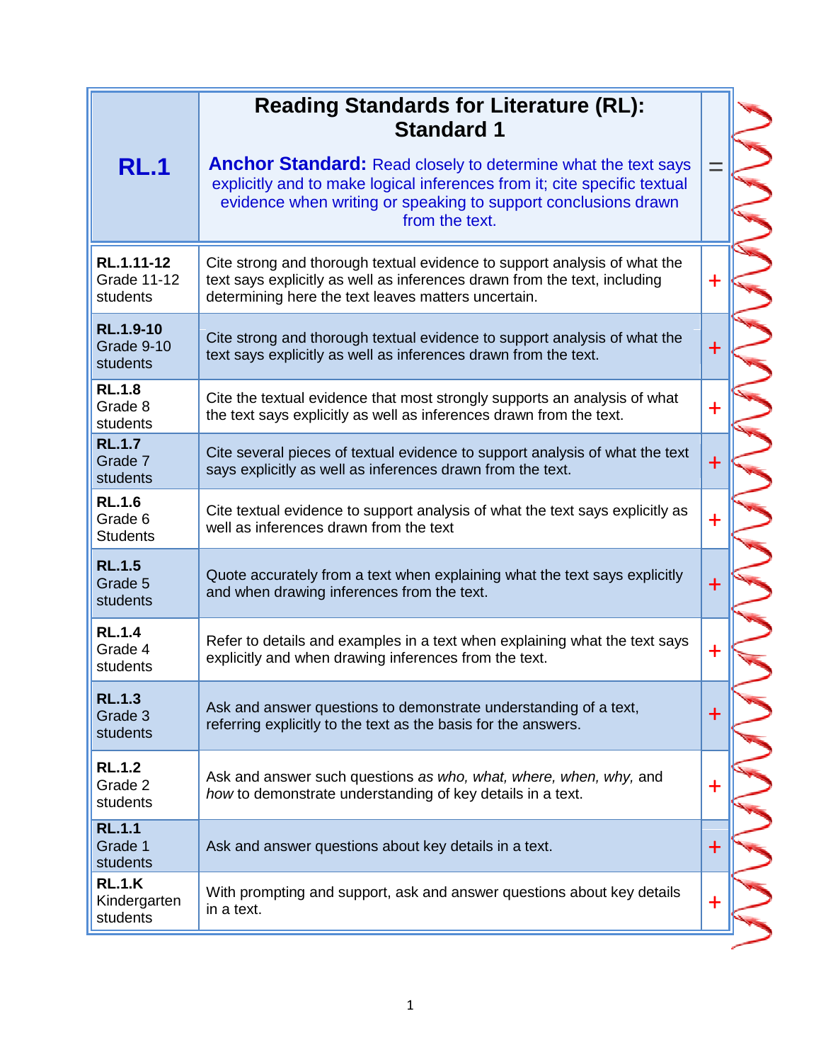| RL.1 | **Reading Standards for Literature (RL): Standard 1** **Anchor Standard:** Read closely to determine what the text says explicitly and to make logical inferences from it; cite specific textual evidence when writing or speaking to support conclusions drawn from the text. | = |
|---|---|---|
| **RL.1.11-12** Grade 11-12 students | Cite strong and thorough textual evidence to support analysis of what the text says explicitly as well as inferences drawn from the text, including determining here the text leaves matters uncertain. | + |
| **RL.1.9-10** Grade 9-10 students | Cite strong and thorough textual evidence to support analysis of what the text says explicitly as well as inferences drawn from the text. | + |
| **RL.1.8** Grade 8 students | Cite the textual evidence that most strongly supports an analysis of what the text says explicitly as well as inferences drawn from the text. | + |
| **RL.1.7** Grade 7 students | Cite several pieces of textual evidence to support analysis of what the text says explicitly as well as inferences drawn from the text. | + |
| **RL.1.6** Grade 6 Students | Cite textual evidence to support analysis of what the text says explicitly as well as inferences drawn from the text | + |
| **RL.1.5** Grade 5 students | Quote accurately from a text when explaining what the text says explicitly and when drawing inferences from the text. | + |
| **RL.1.4** Grade 4 students | Refer to details and examples in a text when explaining what the text says explicitly and when drawing inferences from the text. | + |
| **RL.1.3** Grade 3 students | Ask and answer questions to demonstrate understanding of a text, referring explicitly to the text as the basis for the answers. | + |
| **RL.1.2** Grade 2 students | Ask and answer such questions *as who, what, where, when, why,* and *how* to demonstrate understanding of key details in a text. | + |
| **RL.1.1** Grade 1 students | Ask and answer questions about key details in a text. | + |
| **RL.1.K** Kindergarten students | With prompting and support, ask and answer questions about key details in a text. | + |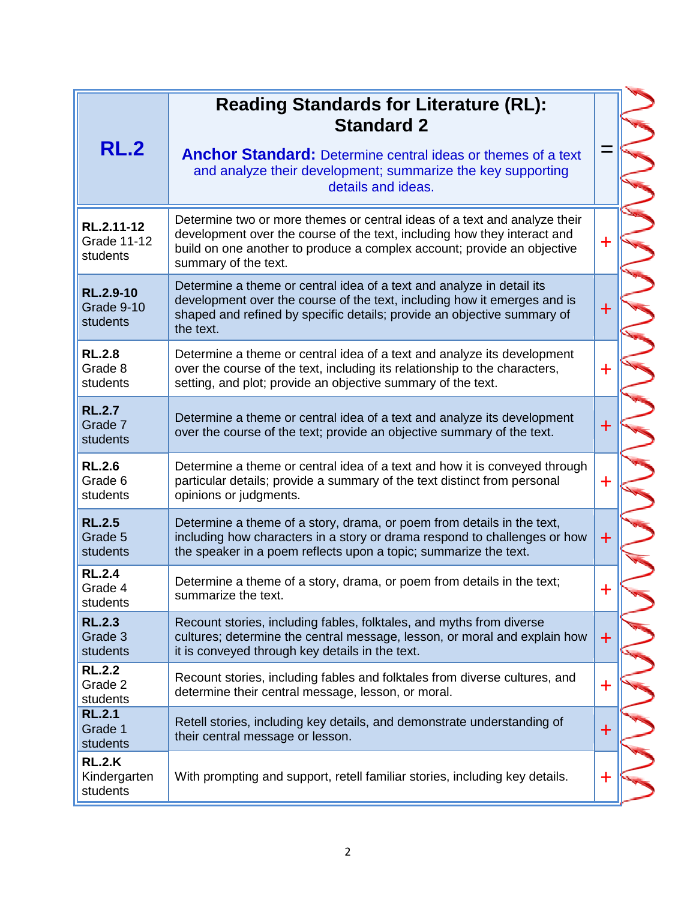| RL.2 | Reading Standards for Literature (RL): Standard 2<br><br>**Anchor Standard:** Determine central ideas or themes of a text and analyze their development; summarize the key supporting details and ideas. | = |
|---|---|---|
| **RL.2.11-12** Grade 11-12 students | Determine two or more themes or central ideas of a text and analyze their development over the course of the text, including how they interact and build on one another to produce a complex account; provide an objective summary of the text. | + |
| **RL.2.9-10** Grade 9-10 students | Determine a theme or central idea of a text and analyze in detail its development over the course of the text, including how it emerges and is shaped and refined by specific details; provide an objective summary of the text. | + |
| **RL.2.8** Grade 8 students | Determine a theme or central idea of a text and analyze its development over the course of the text, including its relationship to the characters, setting, and plot; provide an objective summary of the text. | + |
| **RL.2.7** Grade 7 students | Determine a theme or central idea of a text and analyze its development over the course of the text; provide an objective summary of the text. | + |
| **RL.2.6** Grade 6 students | Determine a theme or central idea of a text and how it is conveyed through particular details; provide a summary of the text distinct from personal opinions or judgments. | + |
| **RL.2.5** Grade 5 students | Determine a theme of a story, drama, or poem from details in the text, including how characters in a story or drama respond to challenges or how the speaker in a poem reflects upon a topic; summarize the text. | + |
| **RL.2.4** Grade 4 students | Determine a theme of a story, drama, or poem from details in the text; summarize the text. | + |
| **RL.2.3** Grade 3 students | Recount stories, including fables, folktales, and myths from diverse cultures; determine the central message, lesson, or moral and explain how it is conveyed through key details in the text. | + |
| **RL.2.2** Grade 2 students | Recount stories, including fables and folktales from diverse cultures, and determine their central message, lesson, or moral. | + |
| **RL.2.1** Grade 1 students | Retell stories, including key details, and demonstrate understanding of their central message or lesson. | + |
| **RL.2.K** Kindergarten students | With prompting and support, retell familiar stories, including key details. | + |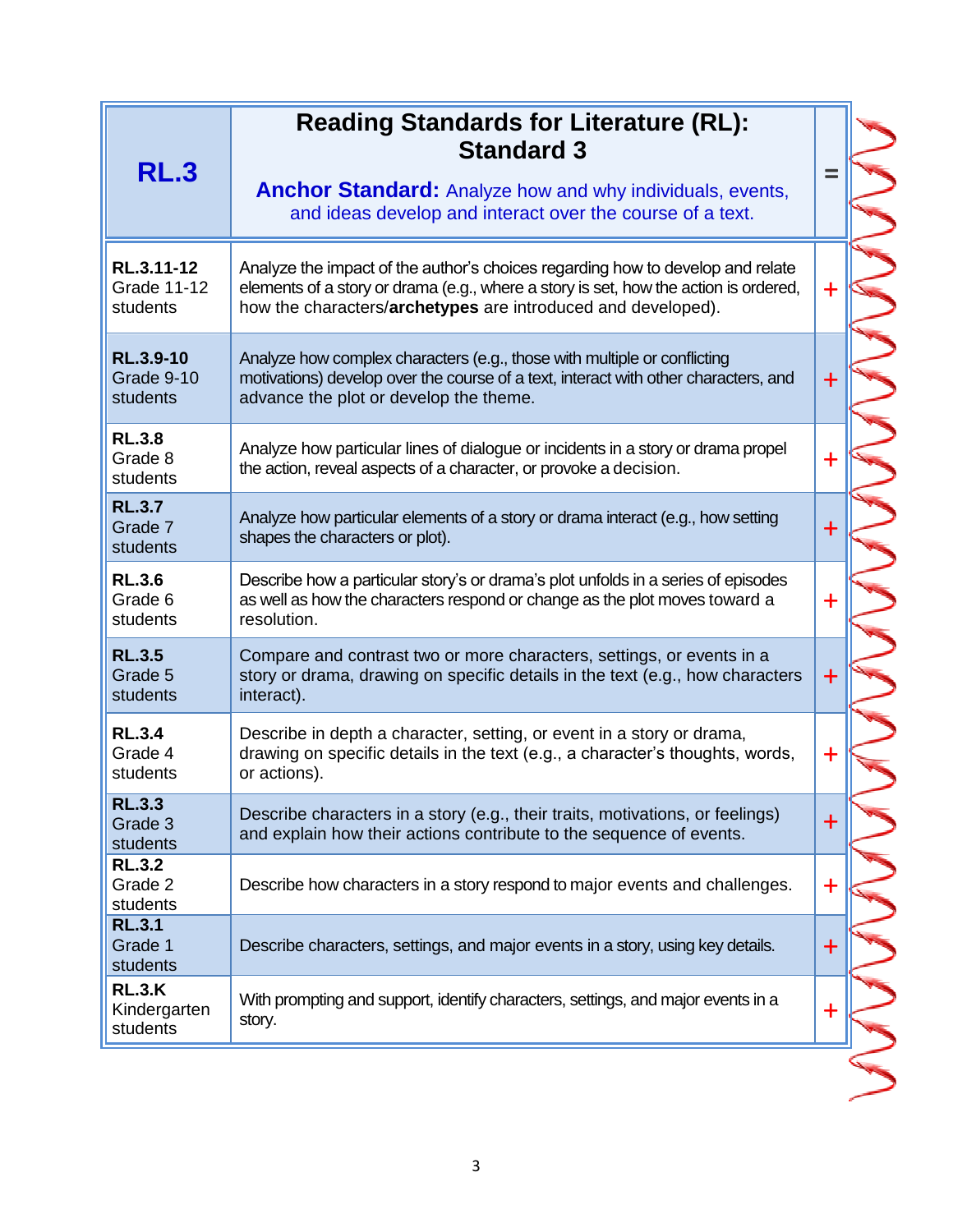| RL.3 | **Reading Standards for Literature (RL): Standard 3**<br><br>**Anchor Standard:** Analyze how and why individuals, events, and ideas develop and interact over the course of a text. | = |
|---|---|---|
| **RL.3.11-12** Grade 11-12 students | Analyze the impact of the author's choices regarding how to develop and relate elements of a story or drama (e.g., where a story is set, how the action is ordered, how the characters/**archetypes** are introduced and developed). | + |
| **RL.3.9-10** Grade 9-10 students | Analyze how complex characters (e.g., those with multiple or conflicting motivations) develop over the course of a text, interact with other characters, and advance the plot or develop the theme. | + |
| **RL.3.8** Grade 8 students | Analyze how particular lines of dialogue or incidents in a story or drama propel the action, reveal aspects of a character, or provoke a decision. | + |
| **RL.3.7** Grade 7 students | Analyze how particular elements of a story or drama interact (e.g., how setting shapes the characters or plot). | + |
| **RL.3.6** Grade 6 students | Describe how a particular story's or drama's plot unfolds in a series of episodes as well as how the characters respond or change as the plot moves toward a resolution. | + |
| **RL.3.5** Grade 5 students | Compare and contrast two or more characters, settings, or events in a story or drama, drawing on specific details in the text (e.g., how characters interact). | + |
| **RL.3.4** Grade 4 students | Describe in depth a character, setting, or event in a story or drama, drawing on specific details in the text (e.g., a character's thoughts, words, or actions). | + |
| **RL.3.3** Grade 3 students | Describe characters in a story (e.g., their traits, motivations, or feelings) and explain how their actions contribute to the sequence of events. | + |
| **RL.3.2** Grade 2 students | Describe how characters in a story respond to major events and challenges. | + |
| **RL.3.1** Grade 1 students | Describe characters, settings, and major events in a story, using key details. | + |
| **RL.3.K** Kindergarten students | With prompting and support, identify characters, settings, and major events in a story. | + |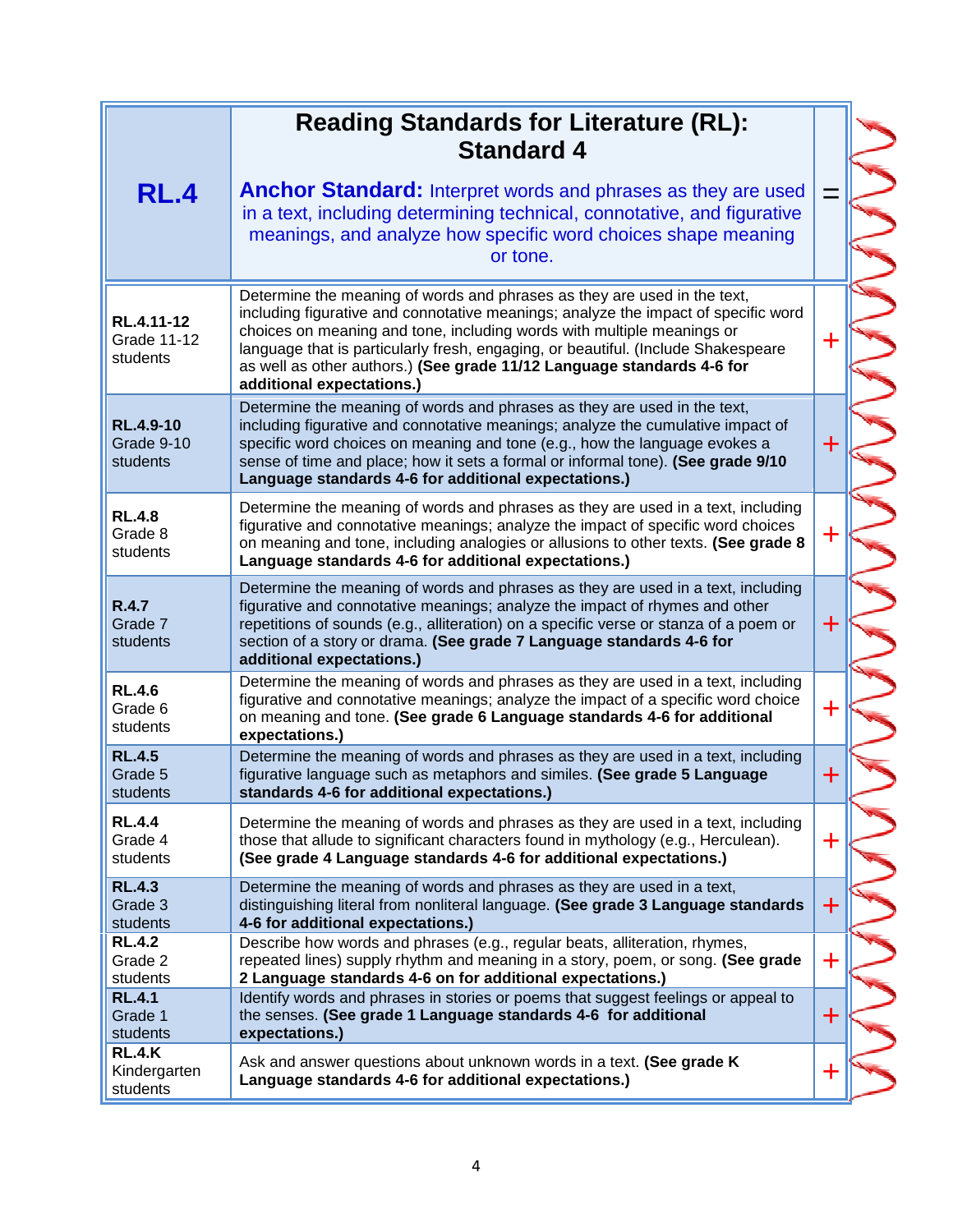| RL.4 | **Reading Standards for Literature (RL): Standard 4**<br><br>**Anchor Standard:** Interpret words and phrases as they are used in a text, including determining technical, connotative, and figurative meanings, and analyze how specific word choices shape meaning or tone. | = |
|---|---|---|
| **RL.4.11-12** Grade 11-12 students | Determine the meaning of words and phrases as they are used in the text, including figurative and connotative meanings; analyze the impact of specific word choices on meaning and tone, including words with multiple meanings or language that is particularly fresh, engaging, or beautiful. (Include Shakespeare as well as other authors.) **(See grade 11/12 Language standards 4-6 for additional expectations.)** | + |
| **RL.4.9-10** Grade 9-10 students | Determine the meaning of words and phrases as they are used in the text, including figurative and connotative meanings; analyze the cumulative impact of specific word choices on meaning and tone (e.g., how the language evokes a sense of time and place; how it sets a formal or informal tone). **(See grade 9/10 Language standards 4-6 for additional expectations.)** | + |
| **RL.4.8** Grade 8 students | Determine the meaning of words and phrases as they are used in a text, including figurative and connotative meanings; analyze the impact of specific word choices on meaning and tone, including analogies or allusions to other texts. **(See grade 8 Language standards 4-6 for additional expectations.)** | + |
| **R.4.7** Grade 7 students | Determine the meaning of words and phrases as they are used in a text, including figurative and connotative meanings; analyze the impact of rhymes and other repetitions of sounds (e.g., alliteration) on a specific verse or stanza of a poem or section of a story or drama. **(See grade 7 Language standards 4-6 for additional expectations.)** | + |
| **RL.4.6** Grade 6 students | Determine the meaning of words and phrases as they are used in a text, including figurative and connotative meanings; analyze the impact of a specific word choice on meaning and tone. **(See grade 6 Language standards 4-6 for additional expectations.)** | + |
| **RL.4.5** Grade 5 students | Determine the meaning of words and phrases as they are used in a text, including figurative language such as metaphors and similes. **(See grade 5 Language standards 4-6 for additional expectations.)** | + |
| **RL.4.4** Grade 4 students | Determine the meaning of words and phrases as they are used in a text, including those that allude to significant characters found in mythology (e.g., Herculean). **(See grade 4 Language standards 4-6 for additional expectations.)** | + |
| **RL.4.3** Grade 3 students | Determine the meaning of words and phrases as they are used in a text, distinguishing literal from nonliteral language. **(See grade 3 Language standards 4-6 for additional expectations.)** | + |
| **RL.4.2** Grade 2 students | Describe how words and phrases (e.g., regular beats, alliteration, rhymes, repeated lines) supply rhythm and meaning in a story, poem, or song. **(See grade 2 Language standards 4-6 on for additional expectations.)** | + |
| **RL.4.1** Grade 1 students | Identify words and phrases in stories or poems that suggest feelings or appeal to the senses. **(See grade 1 Language standards 4-6 for additional expectations.)** | + |
| **RL.4.K** Kindergarten students | Ask and answer questions about unknown words in a text. **(See grade K Language standards 4-6 for additional expectations.)** | + |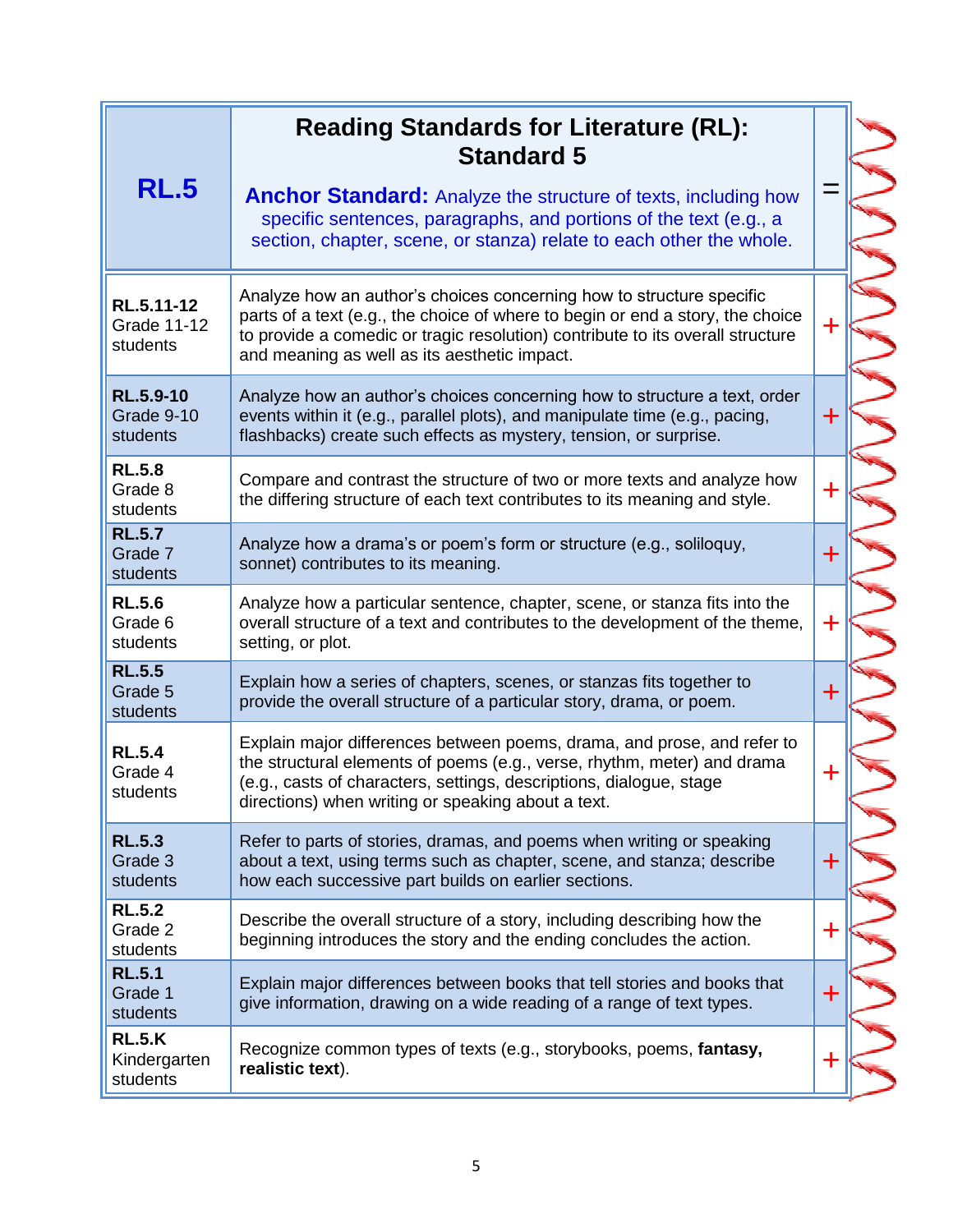| RL.5 | Reading Standards for Literature (RL): Standard 5<br>**Anchor Standard:** Analyze the structure of texts, including how specific sentences, paragraphs, and portions of the text (e.g., a section, chapter, scene, or stanza) relate to each other the whole. | = |
|---|---|---|
| **RL.5.11-12** Grade 11-12 students | Analyze how an author's choices concerning how to structure specific parts of a text (e.g., the choice of where to begin or end a story, the choice to provide a comedic or tragic resolution) contribute to its overall structure and meaning as well as its aesthetic impact. | + |
| **RL.5.9-10** Grade 9-10 students | Analyze how an author's choices concerning how to structure a text, order events within it (e.g., parallel plots), and manipulate time (e.g., pacing, flashbacks) create such effects as mystery, tension, or surprise. | + |
| **RL.5.8** Grade 8 students | Compare and contrast the structure of two or more texts and analyze how the differing structure of each text contributes to its meaning and style. | + |
| **RL.5.7** Grade 7 students | Analyze how a drama's or poem's form or structure (e.g., soliloquy, sonnet) contributes to its meaning. | + |
| **RL.5.6** Grade 6 students | Analyze how a particular sentence, chapter, scene, or stanza fits into the overall structure of a text and contributes to the development of the theme, setting, or plot. | + |
| **RL.5.5** Grade 5 students | Explain how a series of chapters, scenes, or stanzas fits together to provide the overall structure of a particular story, drama, or poem. | + |
| **RL.5.4** Grade 4 students | Explain major differences between poems, drama, and prose, and refer to the structural elements of poems (e.g., verse, rhythm, meter) and drama (e.g., casts of characters, settings, descriptions, dialogue, stage directions) when writing or speaking about a text. | + |
| **RL.5.3** Grade 3 students | Refer to parts of stories, dramas, and poems when writing or speaking about a text, using terms such as chapter, scene, and stanza; describe how each successive part builds on earlier sections. | + |
| **RL.5.2** Grade 2 students | Describe the overall structure of a story, including describing how the beginning introduces the story and the ending concludes the action. | + |
| **RL.5.1** Grade 1 students | Explain major differences between books that tell stories and books that give information, drawing on a wide reading of a range of text types. | + |
| **RL.5.K** Kindergarten students | Recognize common types of texts (e.g., storybooks, poems, **fantasy, realistic text**). | + |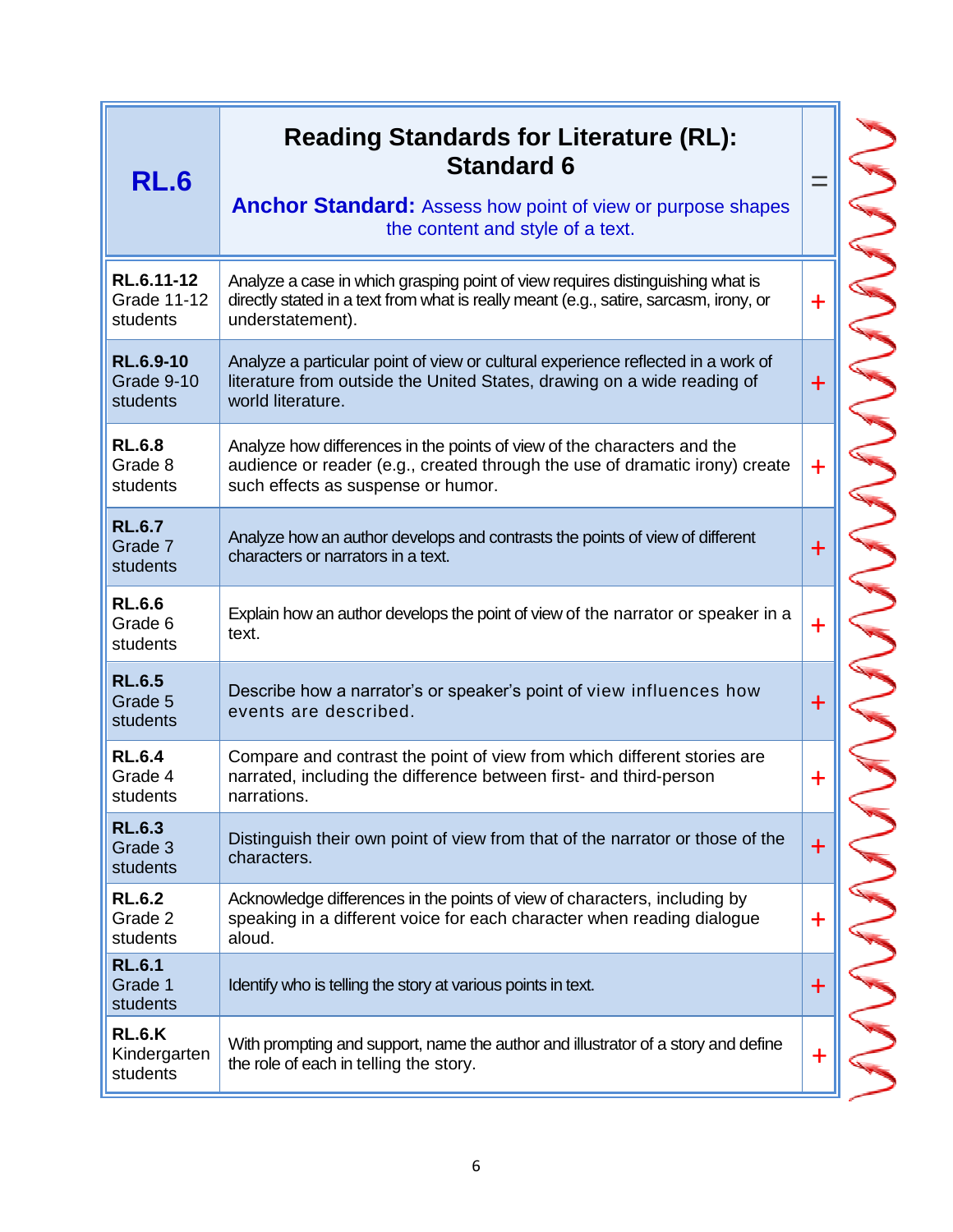| RL.6 | **Reading Standards for Literature (RL): Standard 6** **Anchor Standard:** Assess how point of view or purpose shapes the content and style of a text. | = |
|---|---|---|
| **RL.6.11-12** Grade 11-12 students | Analyze a case in which grasping point of view requires distinguishing what is directly stated in a text from what is really meant (e.g., satire, sarcasm, irony, or understatement). | + |
| **RL.6.9-10** Grade 9-10 students | Analyze a particular point of view or cultural experience reflected in a work of literature from outside the United States, drawing on a wide reading of world literature. | + |
| **RL.6.8** Grade 8 students | Analyze how differences in the points of view of the characters and the audience or reader (e.g., created through the use of dramatic irony) create such effects as suspense or humor. | + |
| **RL.6.7** Grade 7 students | Analyze how an author develops and contrasts the points of view of different characters or narrators in a text. | + |
| **RL.6.6** Grade 6 students | Explain how an author develops the point of view of the narrator or speaker in a text. | + |
| **RL.6.5** Grade 5 students | Describe how a narrator's or speaker's point of view influences how events are described. | + |
| **RL.6.4** Grade 4 students | Compare and contrast the point of view from which different stories are narrated, including the difference between first- and third-person narrations. | + |
| **RL.6.3** Grade 3 students | Distinguish their own point of view from that of the narrator or those of the characters. | + |
| **RL.6.2** Grade 2 students | Acknowledge differences in the points of view of characters, including by speaking in a different voice for each character when reading dialogue aloud. | + |
| **RL.6.1** Grade 1 students | Identify who is telling the story at various points in text. | + |
| **RL.6.K** Kindergarten students | With prompting and support, name the author and illustrator of a story and define the role of each in telling the story. | + |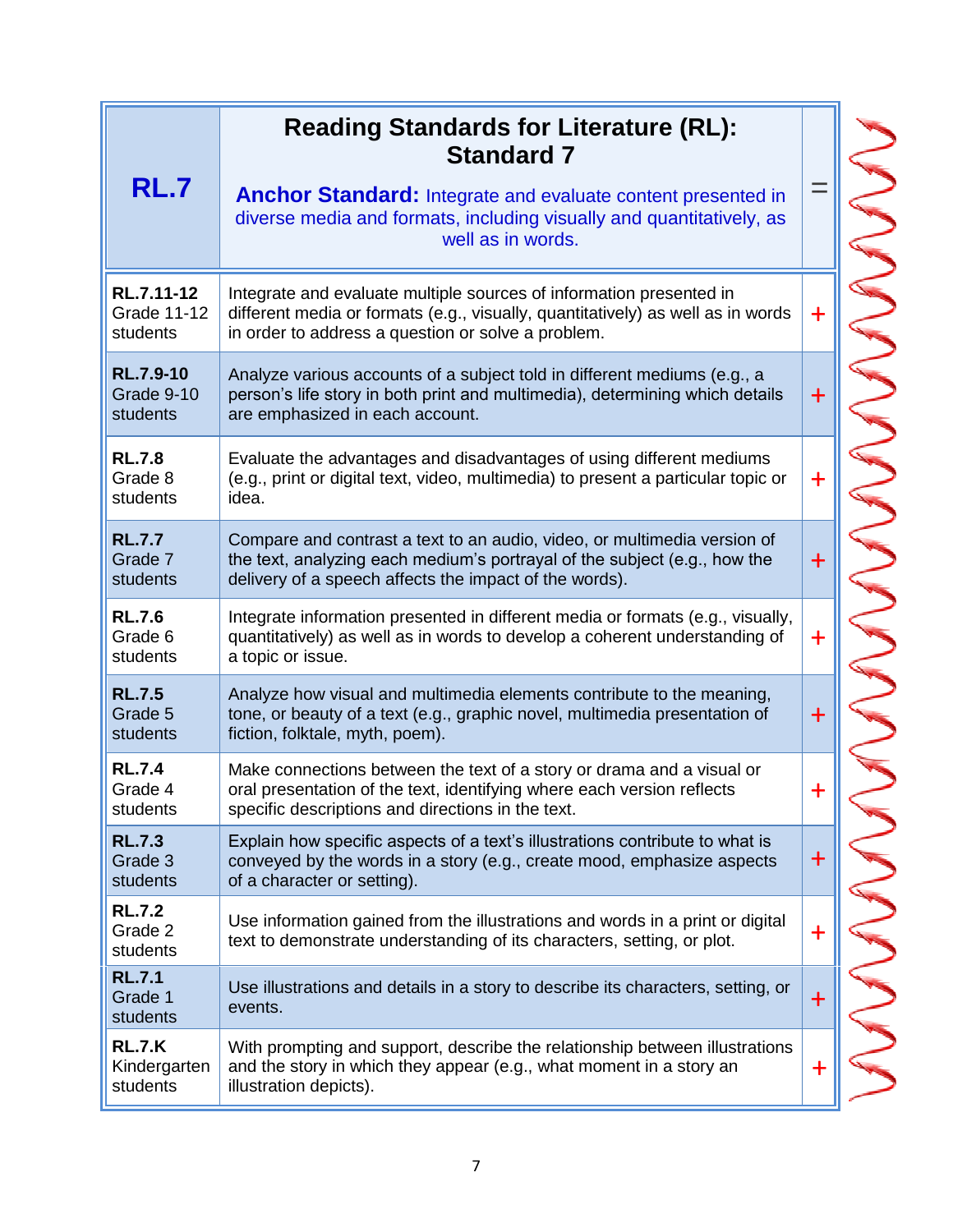| RL.7 | Reading Standards for Literature (RL): Standard 7<br><br>**Anchor Standard:** Integrate and evaluate content presented in diverse media and formats, including visually and quantitatively, as well as in words. | = |
|---|---|---|
| **RL.7.11-12** Grade 11-12 students | Integrate and evaluate multiple sources of information presented in different media or formats (e.g., visually, quantitatively) as well as in words in order to address a question or solve a problem. | + |
| **RL.7.9-10** Grade 9-10 students | Analyze various accounts of a subject told in different mediums (e.g., a person's life story in both print and multimedia), determining which details are emphasized in each account. | + |
| **RL.7.8** Grade 8 students | Evaluate the advantages and disadvantages of using different mediums (e.g., print or digital text, video, multimedia) to present a particular topic or idea. | + |
| **RL.7.7** Grade 7 students | Compare and contrast a text to an audio, video, or multimedia version of the text, analyzing each medium's portrayal of the subject (e.g., how the delivery of a speech affects the impact of the words). | + |
| **RL.7.6** Grade 6 students | Integrate information presented in different media or formats (e.g., visually, quantitatively) as well as in words to develop a coherent understanding of a topic or issue. | + |
| **RL.7.5** Grade 5 students | Analyze how visual and multimedia elements contribute to the meaning, tone, or beauty of a text (e.g., graphic novel, multimedia presentation of fiction, folktale, myth, poem). | + |
| **RL.7.4** Grade 4 students | Make connections between the text of a story or drama and a visual or oral presentation of the text, identifying where each version reflects specific descriptions and directions in the text. | + |
| **RL.7.3** Grade 3 students | Explain how specific aspects of a text's illustrations contribute to what is conveyed by the words in a story (e.g., create mood, emphasize aspects of a character or setting). | + |
| **RL.7.2** Grade 2 students | Use information gained from the illustrations and words in a print or digital text to demonstrate understanding of its characters, setting, or plot. | + |
| **RL.7.1** Grade 1 students | Use illustrations and details in a story to describe its characters, setting, or events. | + |
| **RL.7.K** Kindergarten students | With prompting and support, describe the relationship between illustrations and the story in which they appear (e.g., what moment in a story an illustration depicts). | + |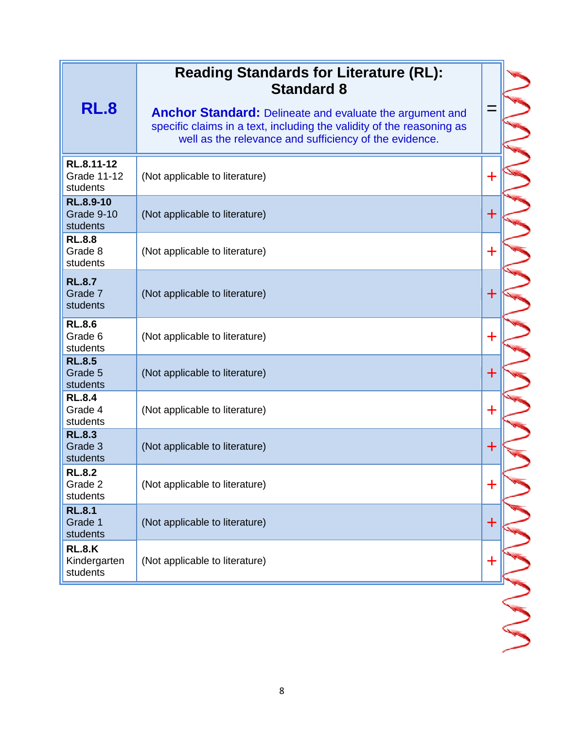| RL.8 | Reading Standards for Literature (RL): Standard 8<br><br>**Anchor Standard:** Delineate and evaluate the argument and specific claims in a text, including the validity of the reasoning as well as the relevance and sufficiency of the evidence. | = |
|---|---|---|
| **RL.8.11-12** Grade 11-12 students | (Not applicable to literature) | + |
| **RL.8.9-10** Grade 9-10 students | (Not applicable to literature) | + |
| **RL.8.8** Grade 8 students | (Not applicable to literature) | + |
| **RL.8.7** Grade 7 students | (Not applicable to literature) | + |
| **RL.8.6** Grade 6 students | (Not applicable to literature) | + |
| **RL.8.5** Grade 5 students | (Not applicable to literature) | + |
| **RL.8.4** Grade 4 students | (Not applicable to literature) | + |
| **RL.8.3** Grade 3 students | (Not applicable to literature) | + |
| **RL.8.2** Grade 2 students | (Not applicable to literature) | + |
| **RL.8.1** Grade 1 students | (Not applicable to literature) | + |
| **RL.8.K** Kindergarten students | (Not applicable to literature) | + |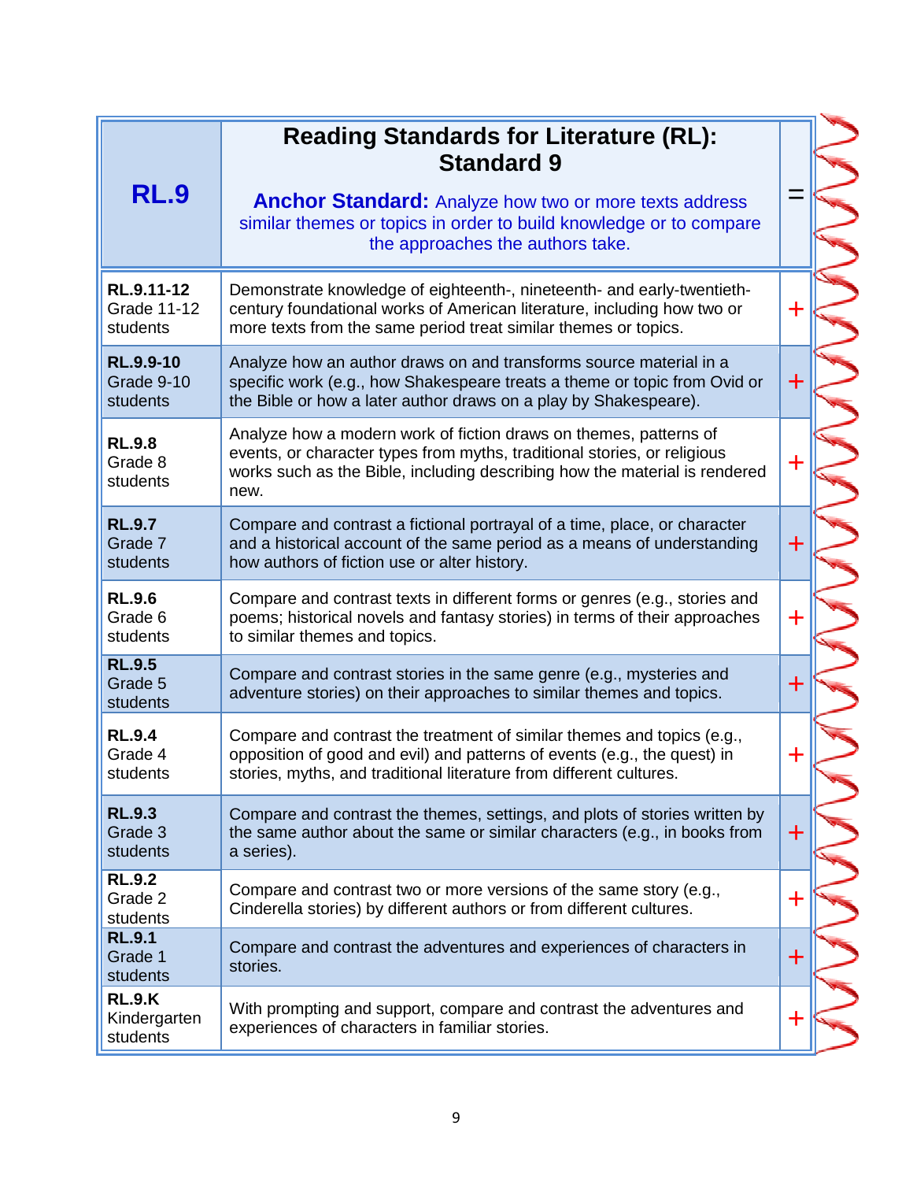| RL.9 | **Reading Standards for Literature (RL): Standard 9**<br><br>**Anchor Standard:** Analyze how two or more texts address similar themes or topics in order to build knowledge or to compare the approaches the authors take. | = |
|---|---|---|
| **RL.9.11-12** Grade 11-12 students | Demonstrate knowledge of eighteenth-, nineteenth- and early-twentieth-century foundational works of American literature, including how two or more texts from the same period treat similar themes or topics. | + |
| **RL.9.9-10** Grade 9-10 students | Analyze how an author draws on and transforms source material in a specific work (e.g., how Shakespeare treats a theme or topic from Ovid or the Bible or how a later author draws on a play by Shakespeare). | + |
| **RL.9.8** Grade 8 students | Analyze how a modern work of fiction draws on themes, patterns of events, or character types from myths, traditional stories, or religious works such as the Bible, including describing how the material is rendered new. | + |
| **RL.9.7** Grade 7 students | Compare and contrast a fictional portrayal of a time, place, or character and a historical account of the same period as a means of understanding how authors of fiction use or alter history. | + |
| **RL.9.6** Grade 6 students | Compare and contrast texts in different forms or genres (e.g., stories and poems; historical novels and fantasy stories) in terms of their approaches to similar themes and topics. | + |
| **RL.9.5** Grade 5 students | Compare and contrast stories in the same genre (e.g., mysteries and adventure stories) on their approaches to similar themes and topics. | + |
| **RL.9.4** Grade 4 students | Compare and contrast the treatment of similar themes and topics (e.g., opposition of good and evil) and patterns of events (e.g., the quest) in stories, myths, and traditional literature from different cultures. | + |
| **RL.9.3** Grade 3 students | Compare and contrast the themes, settings, and plots of stories written by the same author about the same or similar characters (e.g., in books from a series). | + |
| **RL.9.2** Grade 2 students | Compare and contrast two or more versions of the same story (e.g., Cinderella stories) by different authors or from different cultures. | + |
| **RL.9.1** Grade 1 students | Compare and contrast the adventures and experiences of characters in stories. | + |
| **RL.9.K** Kindergarten students | With prompting and support, compare and contrast the adventures and experiences of characters in familiar stories. | + |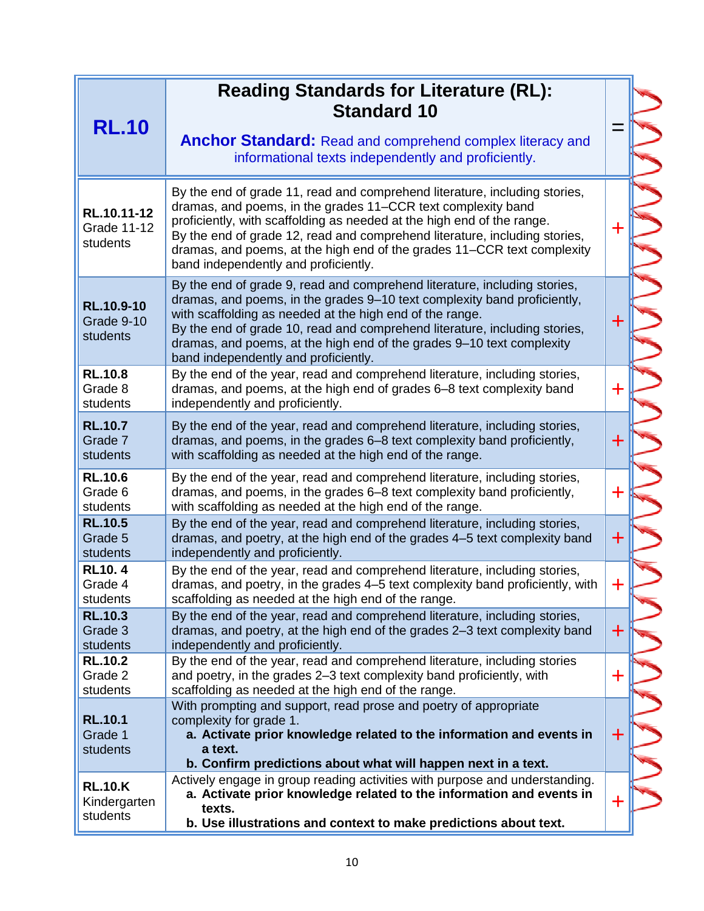| | | |
|---|---|---|
| **RL.10** | **Reading Standards for Literature (RL): Standard 10**<br><br>**Anchor Standard:** Read and comprehend complex literacy and informational texts independently and proficiently. | = |
| **RL.10.11-12** Grade 11-12 students | By the end of grade 11, read and comprehend literature, including stories, dramas, and poems, in the grades 11–CCR text complexity band proficiently, with scaffolding as needed at the high end of the range.<br>By the end of grade 12, read and comprehend literature, including stories, dramas, and poems, at the high end of the grades 11–CCR text complexity band independently and proficiently. | + |
| **RL.10.9-10** Grade 9-10 students | By the end of grade 9, read and comprehend literature, including stories, dramas, and poems, in the grades 9–10 text complexity band proficiently, with scaffolding as needed at the high end of the range.<br>By the end of grade 10, read and comprehend literature, including stories, dramas, and poems, at the high end of the grades 9–10 text complexity band independently and proficiently. | + |
| **RL.10.8** Grade 8 students | By the end of the year, read and comprehend literature, including stories, dramas, and poems, at the high end of grades 6–8 text complexity band independently and proficiently. | + |
| **RL.10.7** Grade 7 students | By the end of the year, read and comprehend literature, including stories, dramas, and poems, in the grades 6–8 text complexity band proficiently, with scaffolding as needed at the high end of the range. | + |
| **RL.10.6** Grade 6 students | By the end of the year, read and comprehend literature, including stories, dramas, and poems, in the grades 6–8 text complexity band proficiently, with scaffolding as needed at the high end of the range. | + |
| **RL.10.5** Grade 5 students | By the end of the year, read and comprehend literature, including stories, dramas, and poetry, at the high end of the grades 4–5 text complexity band independently and proficiently. | + |
| **RL10. 4** Grade 4 students | By the end of the year, read and comprehend literature, including stories, dramas, and poetry, in the grades 4–5 text complexity band proficiently, with scaffolding as needed at the high end of the range. | + |
| **RL.10.3** Grade 3 students | By the end of the year, read and comprehend literature, including stories, dramas, and poetry, at the high end of the grades 2–3 text complexity band independently and proficiently. | + |
| **RL.10.2** Grade 2 students | By the end of the year, read and comprehend literature, including stories and poetry, in the grades 2–3 text complexity band proficiently, with scaffolding as needed at the high end of the range. | + |
| **RL.10.1** Grade 1 students | With prompting and support, read prose and poetry of appropriate complexity for grade 1.<br>**a. Activate prior knowledge related to the information and events in a text.**<br>**b. Confirm predictions about what will happen next in a text.** | + |
| **RL.10.K** Kindergarten students | Actively engage in group reading activities with purpose and understanding.<br>**a. Activate prior knowledge related to the information and events in texts.**<br>**b. Use illustrations and context to make predictions about text.** | + |